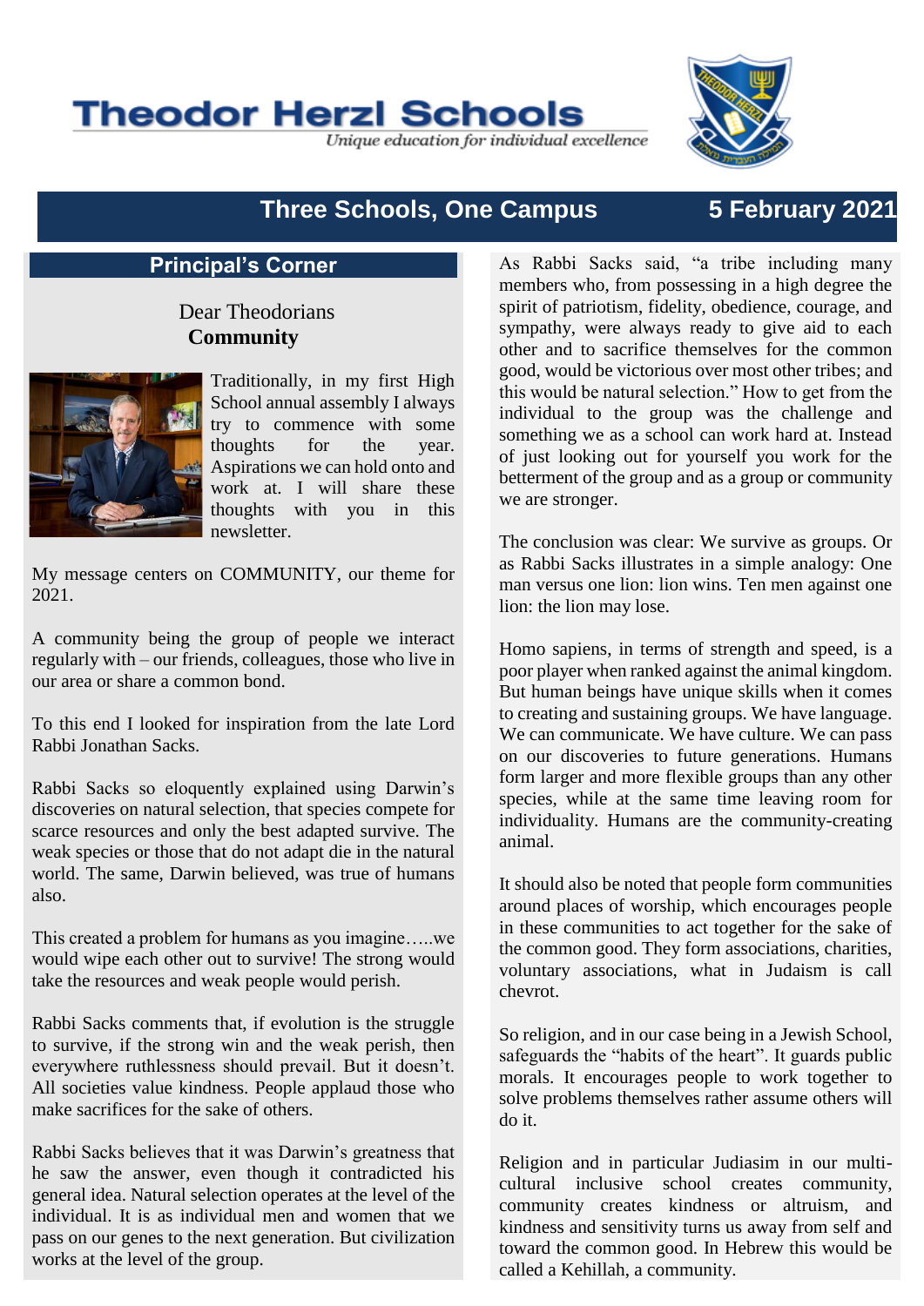# Theodor Herzl Schools

*Unique education for individual excellence*

## Three Schools, One Campus — 5 February 2021

## Principal's Corner

Dear Theodorians
**Community**

Traditionally, in my first High School annual assembly I always try to commence with some thoughts for the year. Aspirations we can hold onto and work at. I will share these thoughts with you in this newsletter.

My message centers on COMMUNITY, our theme for 2021.

A community being the group of people we interact regularly with – our friends, colleagues, those who live in our area or share a common bond.

To this end I looked for inspiration from the late Lord Rabbi Jonathan Sacks.

Rabbi Sacks so eloquently explained using Darwin's discoveries on natural selection, that species compete for scarce resources and only the best adapted survive. The weak species or those that do not adapt die in the natural world. The same, Darwin believed, was true of humans also.

This created a problem for humans as you imagine…..we would wipe each other out to survive! The strong would take the resources and weak people would perish.

Rabbi Sacks comments that, if evolution is the struggle to survive, if the strong win and the weak perish, then everywhere ruthlessness should prevail. But it doesn't. All societies value kindness. People applaud those who make sacrifices for the sake of others.

Rabbi Sacks believes that it was Darwin's greatness that he saw the answer, even though it contradicted his general idea. Natural selection operates at the level of the individual. It is as individual men and women that we pass on our genes to the next generation. But civilization works at the level of the group.

As Rabbi Sacks said, "a tribe including many members who, from possessing in a high degree the spirit of patriotism, fidelity, obedience, courage, and sympathy, were always ready to give aid to each other and to sacrifice themselves for the common good, would be victorious over most other tribes; and this would be natural selection." How to get from the individual to the group was the challenge and something we as a school can work hard at. Instead of just looking out for yourself you work for the betterment of the group and as a group or community we are stronger.

The conclusion was clear: We survive as groups. Or as Rabbi Sacks illustrates in a simple analogy: One man versus one lion: lion wins. Ten men against one lion: the lion may lose.

Homo sapiens, in terms of strength and speed, is a poor player when ranked against the animal kingdom. But human beings have unique skills when it comes to creating and sustaining groups. We have language. We can communicate. We have culture. We can pass on our discoveries to future generations. Humans form larger and more flexible groups than any other species, while at the same time leaving room for individuality. Humans are the community-creating animal.

It should also be noted that people form communities around places of worship, which encourages people in these communities to act together for the sake of the common good. They form associations, charities, voluntary associations, what in Judaism is call chevrot.

So religion, and in our case being in a Jewish School, safeguards the "habits of the heart". It guards public morals. It encourages people to work together to solve problems themselves rather assume others will do it.

Religion and in particular Judiasim in our multi-cultural inclusive school creates community, community creates kindness or altruism, and kindness and sensitivity turns us away from self and toward the common good. In Hebrew this would be called a Kehillah, a community.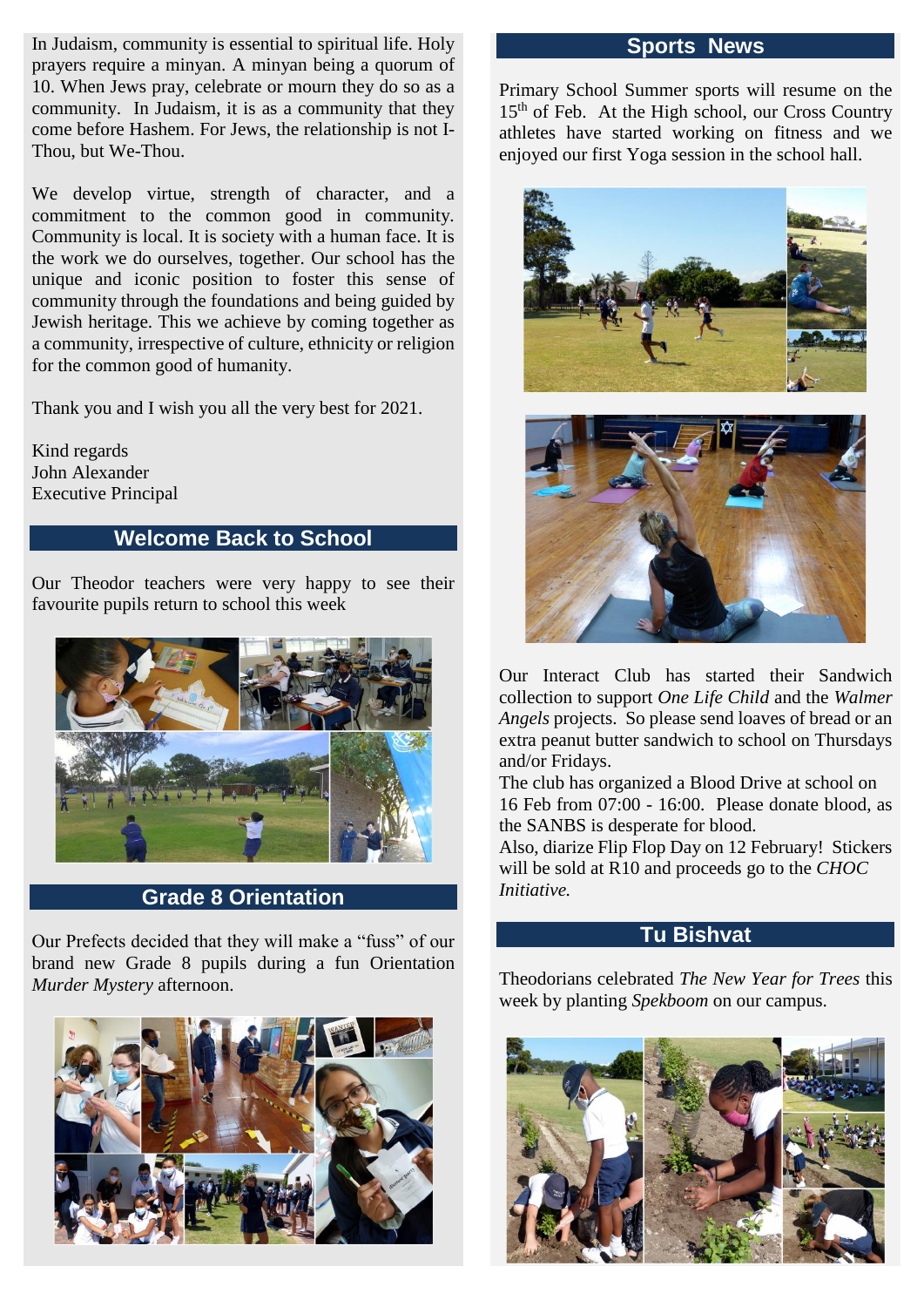In Judaism, community is essential to spiritual life. Holy prayers require a minyan. A minyan being a quorum of 10. When Jews pray, celebrate or mourn they do so as a community. In Judaism, it is as a community that they come before Hashem. For Jews, the relationship is not I-Thou, but We-Thou.

We develop virtue, strength of character, and a commitment to the common good in community. Community is local. It is society with a human face. It is the work we do ourselves, together. Our school has the unique and iconic position to foster this sense of community through the foundations and being guided by Jewish heritage. This we achieve by coming together as a community, irrespective of culture, ethnicity or religion for the common good of humanity.

Thank you and I wish you all the very best for 2021.

Kind regards
John Alexander
Executive Principal

## Welcome Back to School

Our Theodor teachers were very happy to see their favourite pupils return to school this week

## Grade 8 Orientation

Our Prefects decided that they will make a "fuss" of our brand new Grade 8 pupils during a fun Orientation *Murder Mystery* afternoon.

## Sports News

Primary School Summer sports will resume on the 15th of Feb. At the High school, our Cross Country athletes have started working on fitness and we enjoyed our first Yoga session in the school hall.

Our Interact Club has started their Sandwich collection to support *One Life Child* and the *Walmer Angels* projects. So please send loaves of bread or an extra peanut butter sandwich to school on Thursdays and/or Fridays.
The club has organized a Blood Drive at school on 16 Feb from 07:00 - 16:00. Please donate blood, as the SANBS is desperate for blood.
Also, diarize Flip Flop Day on 12 February! Stickers will be sold at R10 and proceeds go to the *CHOC Initiative.*

## Tu Bishvat

Theodorians celebrated *The New Year for Trees* this week by planting *Spekboom* on our campus.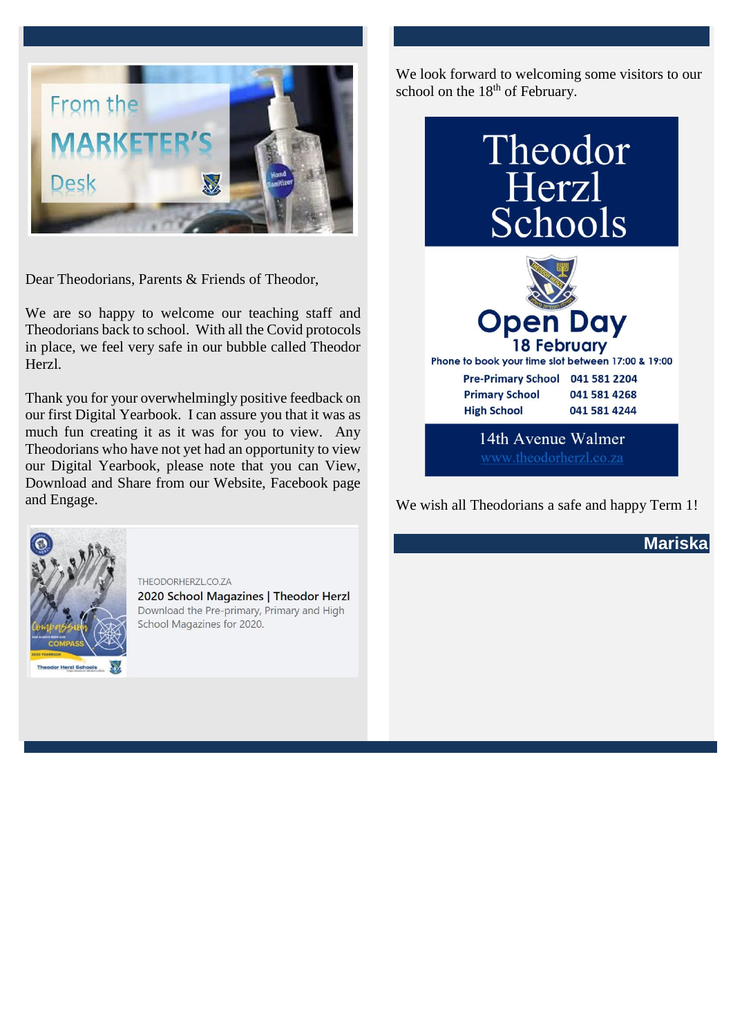From the MARKETER'S Desk

Dear Theodorians, Parents & Friends of Theodor,

We are so happy to welcome our teaching staff and Theodorians back to school. With all the Covid protocols in place, we feel very safe in our bubble called Theodor Herzl.

Thank you for your overwhelmingly positive feedback on our first Digital Yearbook. I can assure you that it was as much fun creating it as it was for you to view. Any Theodorians who have not yet had an opportunity to view our Digital Yearbook, please note that you can View, Download and Share from our Website, Facebook page and Engage.

THEODORHERZL.CO.ZA

2020 School Magazines | Theodor Herzl

Download the Pre-primary, Primary and High School Magazines for 2020.

We look forward to welcoming some visitors to our school on the 18th of February.

Theodor Herzl Schools

**Open Day**

**18 February**

Phone to book your time slot between 17:00 & 19:00

| | |
|---|---|
| Pre-Primary School | 041 581 2204 |
| Primary School | 041 581 4268 |
| High School | 041 581 4244 |

14th Avenue Walmer

www.theodorherzl.co.za

We wish all Theodorians a safe and happy Term 1!

**Mariska**